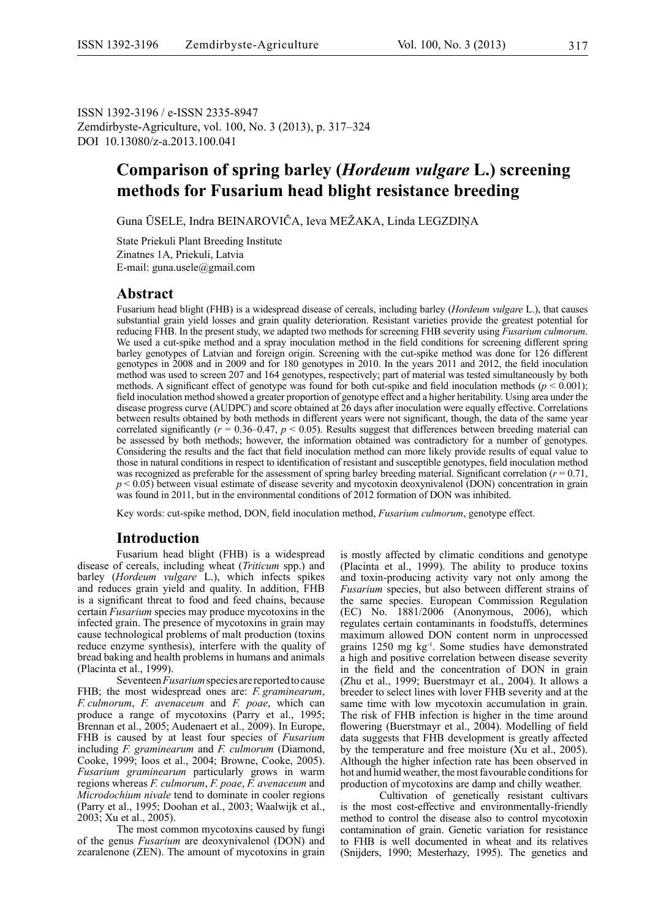ISSN 1392-3196 / e-ISSN 2335-8947
Zemdirbyste-Agriculture, vol. 100, No. 3 (2013), p. 317–324
DOI 10.13080/z-a.2013.100.041

# Comparison of spring barley (*Hordeum vulgare* L.) screening methods for Fusarium head blight resistance breeding

Guna ŪSELE, Indra BEINAROVIČA, Ieva MEŽAKA, Linda LEGZDIŅA

State Priekuli Plant Breeding Institute
Zinatnes 1A, Priekuli, Latvia
E-mail: guna.usele@gmail.com

## Abstract

Fusarium head blight (FHB) is a widespread disease of cereals, including barley (*Hordeum vulgare* L.), that causes substantial grain yield losses and grain quality deterioration. Resistant varieties provide the greatest potential for reducing FHB. In the present study, we adapted two methods for screening FHB severity using *Fusarium culmorum*. We used a cut-spike method and a spray inoculation method in the field conditions for screening different spring barley genotypes of Latvian and foreign origin. Screening with the cut-spike method was done for 126 different genotypes in 2008 and in 2009 and for 180 genotypes in 2010. In the years 2011 and 2012, the field inoculation method was used to screen 207 and 164 genotypes, respectively; part of material was tested simultaneously by both methods. A significant effect of genotype was found for both cut-spike and field inoculation methods ($p < 0.001$); field inoculation method showed a greater proportion of genotype effect and a higher heritability. Using area under the disease progress curve (AUDPC) and score obtained at 26 days after inoculation were equally effective. Correlations between results obtained by both methods in different years were not significant, though, the data of the same year correlated significantly ($r$ = 0.36–0.47, $p < 0.05$). Results suggest that differences between breeding material can be assessed by both methods; however, the information obtained was contradictory for a number of genotypes. Considering the results and the fact that field inoculation method can more likely provide results of equal value to those in natural conditions in respect to identification of resistant and susceptible genotypes, field inoculation method was recognized as preferable for the assessment of spring barley breeding material. Significant correlation ($r = 0.71$, $p < 0.05$) between visual estimate of disease severity and mycotoxin deoxynivalenol (DON) concentration in grain was found in 2011, but in the environmental conditions of 2012 formation of DON was inhibited.

Key words: cut-spike method, DON, field inoculation method, *Fusarium culmorum*, genotype effect.

## Introduction

Fusarium head blight (FHB) is a widespread disease of cereals, including wheat (*Triticum* spp.) and barley (*Hordeum vulgare* L.), which infects spikes and reduces grain yield and quality. In addition, FHB is a significant threat to food and feed chains, because certain *Fusarium* species may produce mycotoxins in the infected grain. The presence of mycotoxins in grain may cause technological problems of malt production (toxins reduce enzyme synthesis), interfere with the quality of bread baking and health problems in humans and animals (Placinta et al., 1999).

Seventeen *Fusarium* species are reported to cause FHB; the most widespread ones are: *F. graminearum*, *F. culmorum*, *F. avenaceum* and *F. poae*, which can produce a range of mycotoxins (Parry et al., 1995; Brennan et al., 2005; Audenaert et al., 2009). In Europe, FHB is caused by at least four species of *Fusarium* including *F. graminearum* and *F. culmorum* (Diamond, Cooke, 1999; Ioos et al., 2004; Browne, Cooke, 2005). *Fusarium graminearum* particularly grows in warm regions whereas *F. culmorum*, *F. poae*, *F. avenaceum* and *Microdochium nivale* tend to dominate in cooler regions (Parry et al., 1995; Doohan et al., 2003; Waalwijk et al., 2003; Xu et al., 2005).

The most common mycotoxins caused by fungi of the genus *Fusarium* are deoxynivalenol (DON) and zearalenone (ZEN). The amount of mycotoxins in grain is mostly affected by climatic conditions and genotype (Placinta et al., 1999). The ability to produce toxins and toxin-producing activity vary not only among the *Fusarium* species, but also between different strains of the same species. European Commission Regulation (EC) No. 1881/2006 (Anonymous, 2006), which regulates certain contaminants in foodstuffs, determines maximum allowed DON content norm in unprocessed grains 1250 mg kg$^{-1}$. Some studies have demonstrated a high and positive correlation between disease severity in the field and the concentration of DON in grain (Zhu et al., 1999; Buerstmayr et al., 2004). It allows a breeder to select lines with lover FHB severity and at the same time with low mycotoxin accumulation in grain. The risk of FHB infection is higher in the time around flowering (Buerstmayr et al., 2004). Modelling of field data suggests that FHB development is greatly affected by the temperature and free moisture (Xu et al., 2005). Although the higher infection rate has been observed in hot and humid weather, the most favourable conditions for production of mycotoxins are damp and chilly weather.

Cultivation of genetically resistant cultivars is the most cost-effective and environmentally-friendly method to control the disease also to control mycotoxin contamination of grain. Genetic variation for resistance to FHB is well documented in wheat and its relatives (Snijders, 1990; Mesterhazy, 1995). The genetics and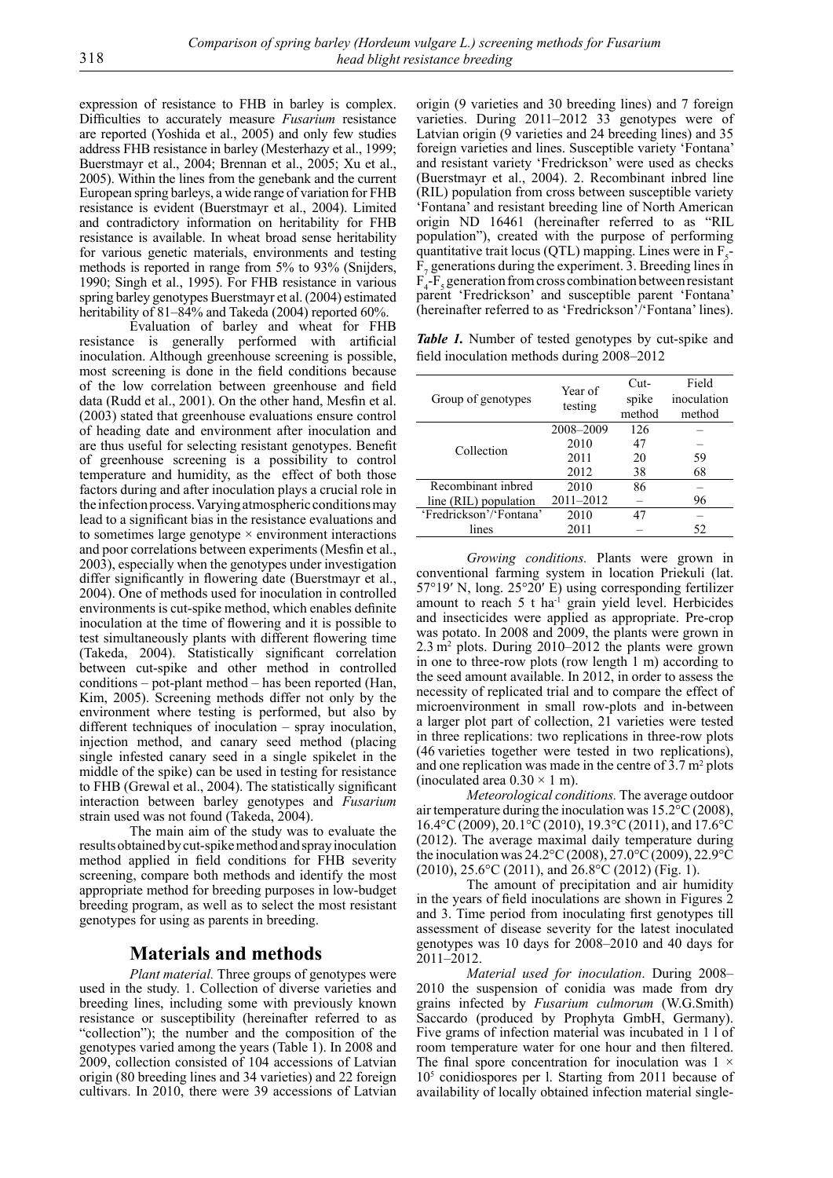expression of resistance to FHB in barley is complex. Difficulties to accurately measure *Fusarium* resistance are reported (Yoshida et al., 2005) and only few studies address FHB resistance in barley (Mesterhazy et al., 1999; Buerstmayr et al., 2004; Brennan et al., 2005; Xu et al., 2005). Within the lines from the genebank and the current European spring barleys, a wide range of variation for FHB resistance is evident (Buerstmayr et al., 2004). Limited and contradictory information on heritability for FHB resistance is available. In wheat broad sense heritability for various genetic materials, environments and testing methods is reported in range from 5% to 93% (Snijders, 1990; Singh et al., 1995). For FHB resistance in various spring barley genotypes Buerstmayr et al. (2004) estimated heritability of 81–84% and Takeda (2004) reported 60%.

Evaluation of barley and wheat for FHB resistance is generally performed with artificial inoculation. Although greenhouse screening is possible, most screening is done in the field conditions because of the low correlation between greenhouse and field data (Rudd et al., 2001). On the other hand, Mesfin et al. (2003) stated that greenhouse evaluations ensure control of heading date and environment after inoculation and are thus useful for selecting resistant genotypes. Benefit of greenhouse screening is a possibility to control temperature and humidity, as the effect of both those factors during and after inoculation plays a crucial role in the infection process. Varying atmospheric conditions may lead to a significant bias in the resistance evaluations and to sometimes large genotype × environment interactions and poor correlations between experiments (Mesfin et al., 2003), especially when the genotypes under investigation differ significantly in flowering date (Buerstmayr et al., 2004). One of methods used for inoculation in controlled environments is cut-spike method, which enables definite inoculation at the time of flowering and it is possible to test simultaneously plants with different flowering time (Takeda, 2004). Statistically significant correlation between cut-spike and other method in controlled conditions – pot-plant method – has been reported (Han, Kim, 2005). Screening methods differ not only by the environment where testing is performed, but also by different techniques of inoculation – spray inoculation, injection method, and canary seed method (placing single infested canary seed in a single spikelet in the middle of the spike) can be used in testing for resistance to FHB (Grewal et al., 2004). The statistically significant interaction between barley genotypes and *Fusarium* strain used was not found (Takeda, 2004).

The main aim of the study was to evaluate the results obtained by cut-spike method and spray inoculation method applied in field conditions for FHB severity screening, compare both methods and identify the most appropriate method for breeding purposes in low-budget breeding program, as well as to select the most resistant genotypes for using as parents in breeding.

## Materials and methods

*Plant material.* Three groups of genotypes were used in the study. 1. Collection of diverse varieties and breeding lines, including some with previously known resistance or susceptibility (hereinafter referred to as "collection"); the number and the composition of the genotypes varied among the years (Table 1). In 2008 and 2009, collection consisted of 104 accessions of Latvian origin (80 breeding lines and 34 varieties) and 22 foreign cultivars. In 2010, there were 39 accessions of Latvian origin (9 varieties and 30 breeding lines) and 7 foreign varieties. During 2011–2012 33 genotypes were of Latvian origin (9 varieties and 24 breeding lines) and 35 foreign varieties and lines. Susceptible variety 'Fontana' and resistant variety 'Fredrickson' were used as checks (Buerstmayr et al., 2004). 2. Recombinant inbred line (RIL) population from cross between susceptible variety 'Fontana' and resistant breeding line of North American origin ND 16461 (hereinafter referred to as "RIL population"), created with the purpose of performing quantitative trait locus (QTL) mapping. Lines were in $F_5$-$F_7$ generations during the experiment. 3. Breeding lines in $F_4$-$F_5$ generation from cross combination between resistant parent 'Fredrickson' and susceptible parent 'Fontana' (hereinafter referred to as 'Fredrickson'/'Fontana' lines).

***Table 1.*** Number of tested genotypes by cut-spike and field inoculation methods during 2008–2012

| Group of genotypes | Year of testing | Cut-spike method | Field inoculation method |
|---|---|---|---|
| Collection | 2008–2009 | 126 | – |
| | 2010 | 47 | – |
| | 2011 | 20 | 59 |
| | 2012 | 38 | 68 |
| Recombinant inbred line (RIL) population | 2010 | 86 | – |
| | 2011–2012 | – | 96 |
| 'Fredrickson'/'Fontana' lines | 2010 | 47 | – |
| | 2011 | – | 52 |

*Growing conditions.* Plants were grown in conventional farming system in location Priekuli (lat. 57°19′ N, long. 25°20′ E) using corresponding fertilizer amount to reach 5 t ha$^{-1}$ grain yield level. Herbicides and insecticides were applied as appropriate. Pre-crop was potato. In 2008 and 2009, the plants were grown in 2.3 m$^2$ plots. During 2010–2012 the plants were grown in one to three-row plots (row length 1 m) according to the seed amount available. In 2012, in order to assess the necessity of replicated trial and to compare the effect of microenvironment in small row-plots and in-between a larger plot part of collection, 21 varieties were tested in three replications: two replications in three-row plots (46 varieties together were tested in two replications), and one replication was made in the centre of 3.7 m$^2$ plots (inoculated area 0.30 × 1 m).

*Meteorological conditions.* The average outdoor air temperature during the inoculation was 15.2°C (2008), 16.4°C (2009), 20.1°C (2010), 19.3°C (2011), and 17.6°C (2012). The average maximal daily temperature during the inoculation was 24.2°C (2008), 27.0°C (2009), 22.9°C (2010), 25.6°C (2011), and 26.8°C (2012) (Fig. 1).

The amount of precipitation and air humidity in the years of field inoculations are shown in Figures 2 and 3. Time period from inoculating first genotypes till assessment of disease severity for the latest inoculated genotypes was 10 days for 2008–2010 and 40 days for 2011–2012.

*Material used for inoculation.* During 2008–2010 the suspension of conidia was made from dry grains infected by *Fusarium culmorum* (W.G.Smith) Saccardo (produced by Prophyta GmbH, Germany). Five grams of infection material was incubated in 1 l of room temperature water for one hour and then filtered. The final spore concentration for inoculation was 1 × 10$^5$ conidiospores per l. Starting from 2011 because of availability of locally obtained infection material single-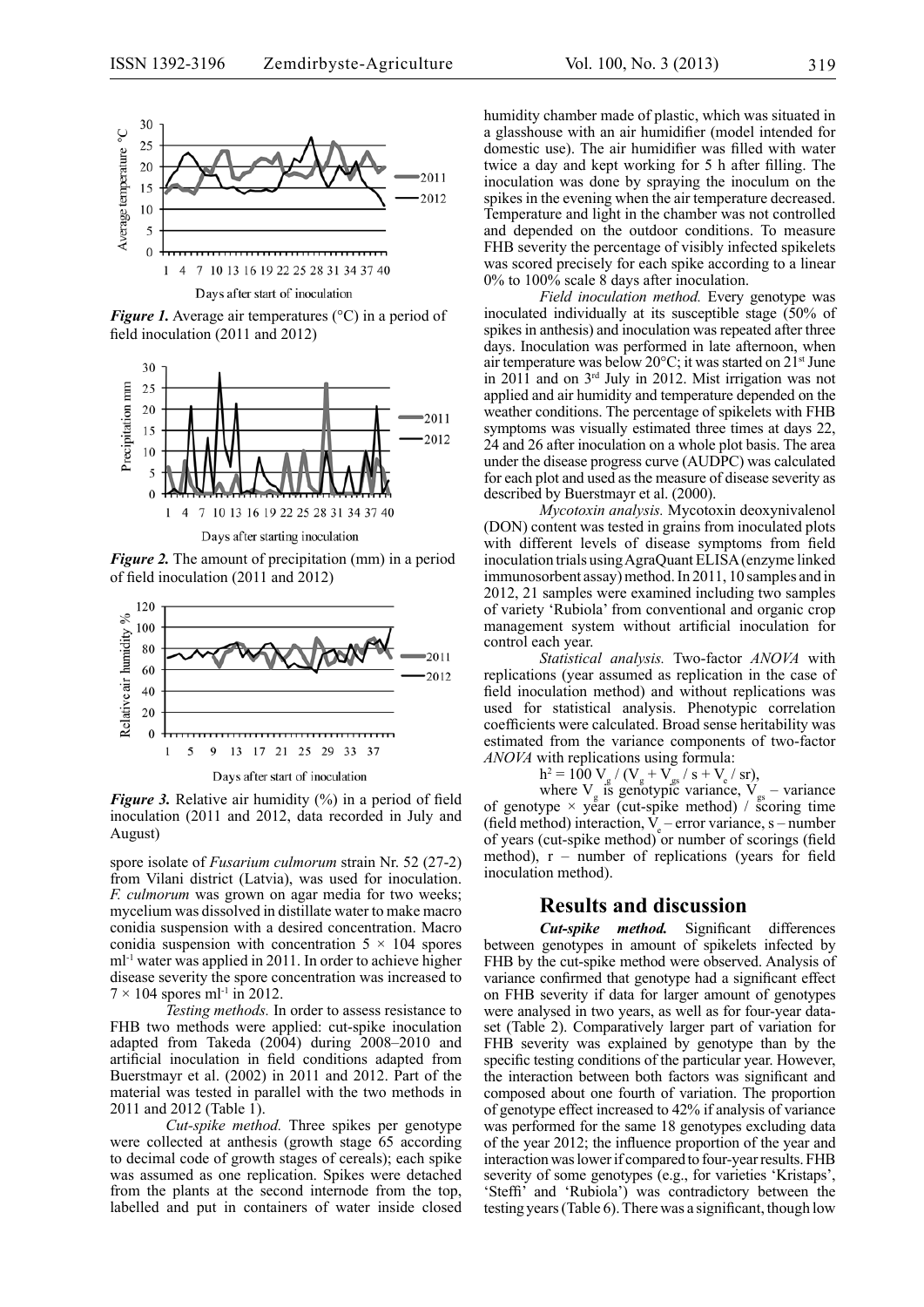*Figure 1.* Average air temperatures (°C) in a period of field inoculation (2011 and 2012)

*Figure 2.* The amount of precipitation (mm) in a period of field inoculation (2011 and 2012)

*Figure 3.* Relative air humidity (%) in a period of field inoculation (2011 and 2012, data recorded in July and August)

spore isolate of *Fusarium culmorum* strain Nr. 52 (27-2) from Vilani district (Latvia), was used for inoculation. *F. culmorum* was grown on agar media for two weeks; mycelium was dissolved in distillate water to make macro conidia suspension with a desired concentration. Macro conidia suspension with concentration 5 × 104 spores ml$^{-1}$ water was applied in 2011. In order to achieve higher disease severity the spore concentration was increased to 7 × 104 spores ml$^{-1}$ in 2012.

*Testing methods.* In order to assess resistance to FHB two methods were applied: cut-spike inoculation adapted from Takeda (2004) during 2008–2010 and artificial inoculation in field conditions adapted from Buerstmayr et al. (2002) in 2011 and 2012. Part of the material was tested in parallel with the two methods in 2011 and 2012 (Table 1).

*Cut-spike method.* Three spikes per genotype were collected at anthesis (growth stage 65 according to decimal code of growth stages of cereals); each spike was assumed as one replication. Spikes were detached from the plants at the second internode from the top, labelled and put in containers of water inside closed humidity chamber made of plastic, which was situated in a glasshouse with an air humidifier (model intended for domestic use). The air humidifier was filled with water twice a day and kept working for 5 h after filling. The inoculation was done by spraying the inoculum on the spikes in the evening when the air temperature decreased. Temperature and light in the chamber was not controlled and depended on the outdoor conditions. To measure FHB severity the percentage of visibly infected spikelets was scored precisely for each spike according to a linear 0% to 100% scale 8 days after inoculation.

*Field inoculation method.* Every genotype was inoculated individually at its susceptible stage (50% of spikes in anthesis) and inoculation was repeated after three days. Inoculation was performed in late afternoon, when air temperature was below 20°C; it was started on 21st June in 2011 and on 3rd July in 2012. Mist irrigation was not applied and air humidity and temperature depended on the weather conditions. The percentage of spikelets with FHB symptoms was visually estimated three times at days 22, 24 and 26 after inoculation on a whole plot basis. The area under the disease progress curve (AUDPC) was calculated for each plot and used as the measure of disease severity as described by Buerstmayr et al. (2000).

*Mycotoxin analysis.* Mycotoxin deoxynivalenol (DON) content was tested in grains from inoculated plots with different levels of disease symptoms from field inoculation trials using AgraQuant ELISA (enzyme linked immunosorbent assay) method. In 2011, 10 samples and in 2012, 21 samples were examined including two samples of variety 'Rubiola' from conventional and organic crop management system without artificial inoculation for control each year.

*Statistical analysis.* Two-factor *ANOVA* with replications (year assumed as replication in the case of field inoculation method) and without replications was used for statistical analysis. Phenotypic correlation coefficients were calculated. Broad sense heritability was estimated from the variance components of two-factor *ANOVA* with replications using formula:

$$h^2 = 100\ V_g / (V_g + V_{gs} / s + V_e / sr),$$

where $V_g$ is genotypic variance, $V_{gs}$ – variance of genotype × year (cut-spike method) / scoring time (field method) interaction, $V_e$ – error variance, s – number of years (cut-spike method) or number of scorings (field method), r – number of replications (years for field inoculation method).

## Results and discussion

***Cut-spike method.*** Significant differences between genotypes in amount of spikelets infected by FHB by the cut-spike method were observed. Analysis of variance confirmed that genotype had a significant effect on FHB severity if data for larger amount of genotypes were analysed in two years, as well as for four-year data-set (Table 2). Comparatively larger part of variation for FHB severity was explained by genotype than by the specific testing conditions of the particular year. However, the interaction between both factors was significant and composed about one fourth of variation. The proportion of genotype effect increased to 42% if analysis of variance was performed for the same 18 genotypes excluding data of the year 2012; the influence proportion of the year and interaction was lower if compared to four-year results. FHB severity of some genotypes (e.g., for varieties 'Kristaps', 'Steffi' and 'Rubiola') was contradictory between the testing years (Table 6). There was a significant, though low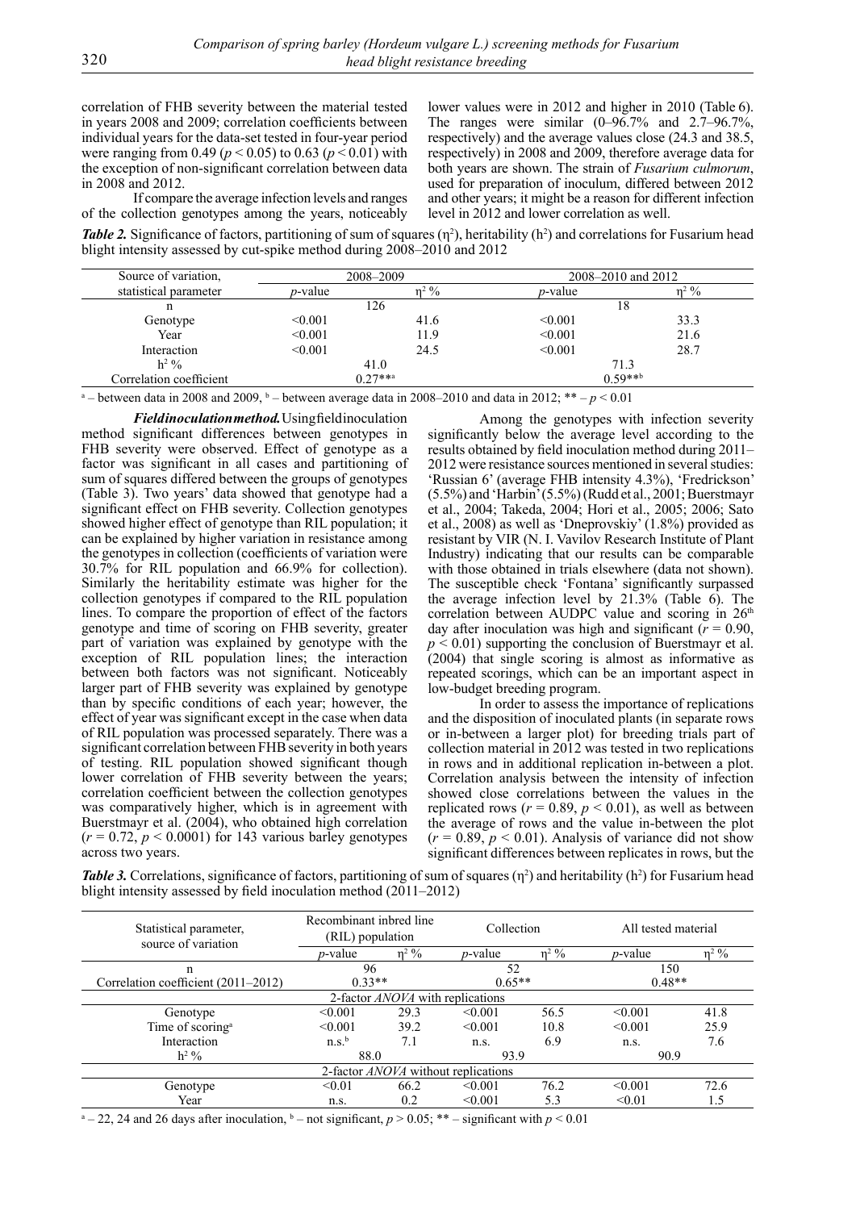correlation of FHB severity between the material tested in years 2008 and 2009; correlation coefficients between individual years for the data-set tested in four-year period were ranging from 0.49 ($p < 0.05$) to 0.63 ($p < 0.01$) with the exception of non-significant correlation between data in 2008 and 2012.

If compare the average infection levels and ranges of the collection genotypes among the years, noticeably lower values were in 2012 and higher in 2010 (Table 6). The ranges were similar (0–96.7% and 2.7–96.7%, respectively) and the average values close (24.3 and 38.5, respectively) in 2008 and 2009, therefore average data for both years are shown. The strain of *Fusarium culmorum*, used for preparation of inoculum, differed between 2012 and other years; it might be a reason for different infection level in 2012 and lower correlation as well.

***Table 2.*** Significance of factors, partitioning of sum of squares ($\eta^2$), heritability ($h^2$) and correlations for Fusarium head blight intensity assessed by cut-spike method during 2008–2010 and 2012

| Source of variation, statistical parameter | 2008–2009 | | 2008–2010 and 2012 | |
|---|---|---|---|---|
| | *p*-value | $\eta^2$ % | *p*-value | $\eta^2$ % |
| n | 126 | | 18 | |
| Genotype | <0.001 | 41.6 | <0.001 | 33.3 |
| Year | <0.001 | 11.9 | <0.001 | 21.6 |
| Interaction | <0.001 | 24.5 | <0.001 | 28.7 |
| $h^2$ % | 41.0 | | 71.3 | |
| Correlation coefficient | 0.27**[a] | | 0.59**[b] | |

[a] – between data in 2008 and 2009, [b] – between average data in 2008–2010 and data in 2012; ** – $p < 0.01$

***Field inoculation method.*** Using field inoculation method significant differences between genotypes in FHB severity were observed. Effect of genotype as a factor was significant in all cases and partitioning of sum of squares differed between the groups of genotypes (Table 3). Two years' data showed that genotype had a significant effect on FHB severity. Collection genotypes showed higher effect of genotype than RIL population; it can be explained by higher variation in resistance among the genotypes in collection (coefficients of variation were 30.7% for RIL population and 66.9% for collection). Similarly the heritability estimate was higher for the collection genotypes if compared to the RIL population lines. To compare the proportion of effect of the factors genotype and time of scoring on FHB severity, greater part of variation was explained by genotype with the exception of RIL population lines; the interaction between both factors was not significant. Noticeably larger part of FHB severity was explained by genotype than by specific conditions of each year; however, the effect of year was significant except in the case when data of RIL population was processed separately. There was a significant correlation between FHB severity in both years of testing. RIL population showed significant though lower correlation of FHB severity between the years; correlation coefficient between the collection genotypes was comparatively higher, which is in agreement with Buerstmayr et al. (2004), who obtained high correlation ($r = 0.72$, $p < 0.0001$) for 143 various barley genotypes across two years.

Among the genotypes with infection severity significantly below the average level according to the results obtained by field inoculation method during 2011–2012 were resistance sources mentioned in several studies: 'Russian 6' (average FHB intensity 4.3%), 'Fredrickson' (5.5%) and 'Harbin' (5.5%) (Rudd et al., 2001; Buerstmayr et al., 2004; Takeda, 2004; Hori et al., 2005; 2006; Sato et al., 2008) as well as 'Dneprovskiy' (1.8%) provided as resistant by VIR (N. I. Vavilov Research Institute of Plant Industry) indicating that our results can be comparable with those obtained in trials elsewhere (data not shown). The susceptible check 'Fontana' significantly surpassed the average infection level by 21.3% (Table 6). The correlation between AUDPC value and scoring in 26[th] day after inoculation was high and significant ($r = 0.90$, $p < 0.01$) supporting the conclusion of Buerstmayr et al. (2004) that single scoring is almost as informative as repeated scorings, which can be an important aspect in low-budget breeding program.

In order to assess the importance of replications and the disposition of inoculated plants (in separate rows or in-between a larger plot) for breeding trials part of collection material in 2012 was tested in two replications in rows and in additional replication in-between a plot. Correlation analysis between the intensity of infection showed close correlations between the values in the replicated rows ($r = 0.89$, $p < 0.01$), as well as between the average of rows and the value in-between the plot ($r = 0.89$, $p < 0.01$). Analysis of variance did not show significant differences between replicates in rows, but the

***Table 3.*** Correlations, significance of factors, partitioning of sum of squares ($\eta^2$) and heritability ($h^2$) for Fusarium head blight intensity assessed by field inoculation method (2011–2012)

| Statistical parameter, source of variation | Recombinant inbred line (RIL) population | | Collection | | All tested material | |
|---|---|---|---|---|---|---|
| | *p*-value | $\eta^2$ % | *p*-value | $\eta^2$ % | *p*-value | $\eta^2$ % |
| n | 96 | | 52 | | 150 | |
| Correlation coefficient (2011–2012) | 0.33** | | 0.65** | | 0.48** | |
| 2-factor *ANOVA* with replications | | | | | | |
| Genotype | <0.001 | 29.3 | <0.001 | 56.5 | <0.001 | 41.8 |
| Time of scoring[a] | <0.001 | 39.2 | <0.001 | 10.8 | <0.001 | 25.9 |
| Interaction | n.s.[b] | 7.1 | n.s. | 6.9 | n.s. | 7.6 |
| $h^2$ % | 88.0 | | 93.9 | | 90.9 | |
| 2-factor *ANOVA* without replications | | | | | | |
| Genotype | <0.01 | 66.2 | <0.001 | 76.2 | <0.001 | 72.6 |
| Year | n.s. | 0.2 | <0.001 | 5.3 | <0.01 | 1.5 |

[a] – 22, 24 and 26 days after inoculation, [b] – not significant, $p > 0.05$; ** – significant with $p < 0.01$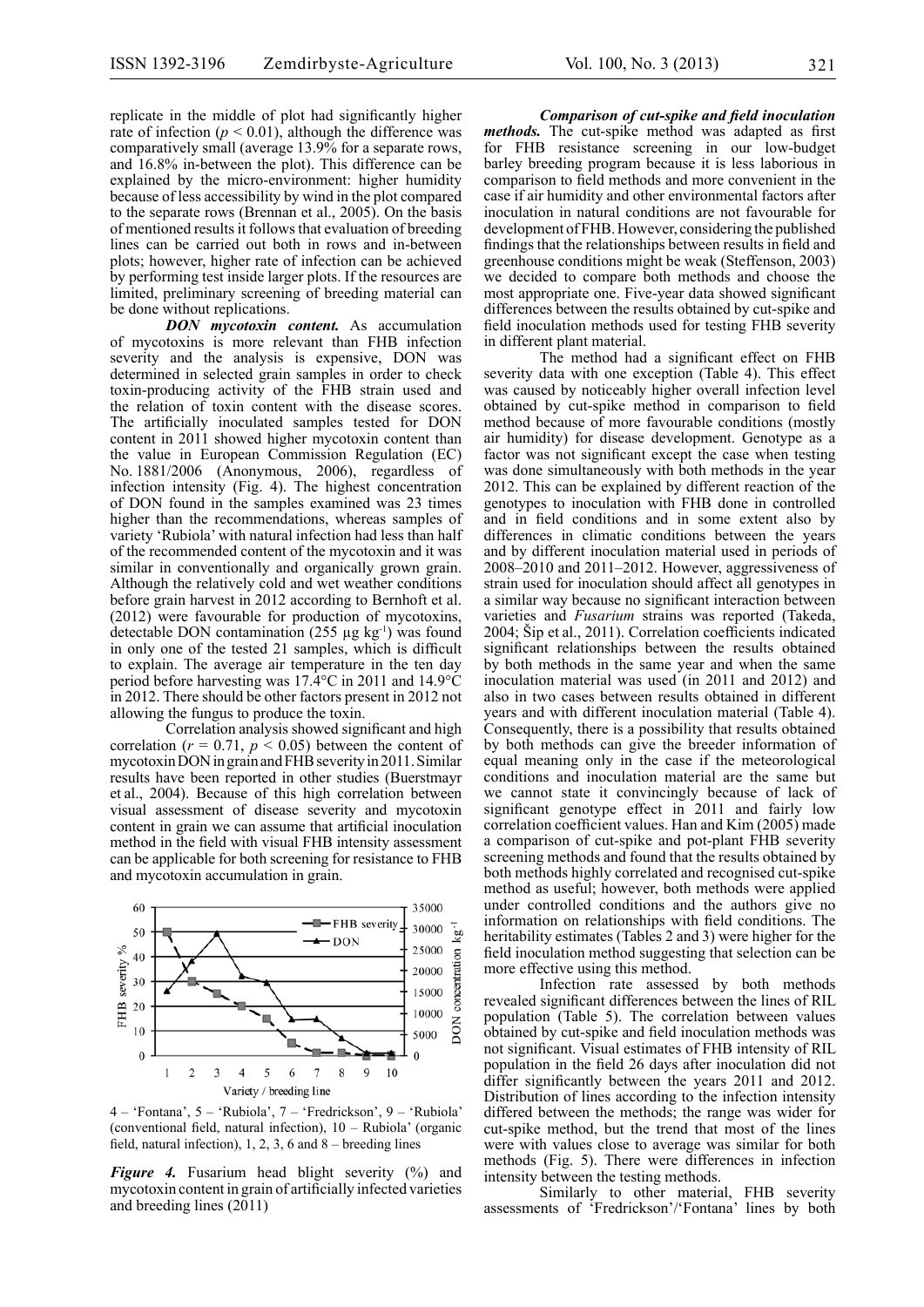replicate in the middle of plot had significantly higher rate of infection ($p < 0.01$), although the difference was comparatively small (average 13.9% for a separate rows, and 16.8% in-between the plot). This difference can be explained by the micro-environment: higher humidity because of less accessibility by wind in the plot compared to the separate rows (Brennan et al., 2005). On the basis of mentioned results it follows that evaluation of breeding lines can be carried out both in rows and in-between plots; however, higher rate of infection can be achieved by performing test inside larger plots. If the resources are limited, preliminary screening of breeding material can be done without replications.

***DON mycotoxin content.*** As accumulation of mycotoxins is more relevant than FHB infection severity and the analysis is expensive, DON was determined in selected grain samples in order to check toxin-producing activity of the FHB strain used and the relation of toxin content with the disease scores. The artificially inoculated samples tested for DON content in 2011 showed higher mycotoxin content than the value in European Commission Regulation (EC) No. 1881/2006 (Anonymous, 2006), regardless of infection intensity (Fig. 4). The highest concentration of DON found in the samples examined was 23 times higher than the recommendations, whereas samples of variety 'Rubiola' with natural infection had less than half of the recommended content of the mycotoxin and it was similar in conventionally and organically grown grain. Although the relatively cold and wet weather conditions before grain harvest in 2012 according to Bernhoft et al. (2012) were favourable for production of mycotoxins, detectable DON contamination (255 µg $kg^{-1}$) was found in only one of the tested 21 samples, which is difficult to explain. The average air temperature in the ten day period before harvesting was 17.4°C in 2011 and 14.9°C in 2012. There should be other factors present in 2012 not allowing the fungus to produce the toxin.

Correlation analysis showed significant and high correlation ($r = 0.71$, $p < 0.05$) between the content of mycotoxin DON in grain and FHB severity in 2011. Similar results have been reported in other studies (Buerstmayr et al., 2004). Because of this high correlation between visual assessment of disease severity and mycotoxin content in grain we can assume that artificial inoculation method in the field with visual FHB intensity assessment can be applicable for both screening for resistance to FHB and mycotoxin accumulation in grain.

4 – 'Fontana', 5 – 'Rubiola', 7 – 'Fredrickson', 9 – 'Rubiola' (conventional field, natural infection), 10 – Rubiola' (organic field, natural infection), 1, 2, 3, 6 and 8 – breeding lines

***Figure 4.*** Fusarium head blight severity (%) and mycotoxin content in grain of artificially infected varieties and breeding lines (2011)

***Comparison of cut-spike and field inoculation methods.*** The cut-spike method was adapted as first for FHB resistance screening in our low-budget barley breeding program because it is less laborious in comparison to field methods and more convenient in the case if air humidity and other environmental factors after inoculation in natural conditions are not favourable for development of FHB. However, considering the published findings that the relationships between results in field and greenhouse conditions might be weak (Steffenson, 2003) we decided to compare both methods and choose the most appropriate one. Five-year data showed significant differences between the results obtained by cut-spike and field inoculation methods used for testing FHB severity in different plant material.

The method had a significant effect on FHB severity data with one exception (Table 4). This effect was caused by noticeably higher overall infection level obtained by cut-spike method in comparison to field method because of more favourable conditions (mostly air humidity) for disease development. Genotype as a factor was not significant except the case when testing was done simultaneously with both methods in the year 2012. This can be explained by different reaction of the genotypes to inoculation with FHB done in controlled and in field conditions and in some extent also by differences in climatic conditions between the years and by different inoculation material used in periods of 2008–2010 and 2011–2012. However, aggressiveness of strain used for inoculation should affect all genotypes in a similar way because no significant interaction between varieties and *Fusarium* strains was reported (Takeda, 2004; Šip et al., 2011). Correlation coefficients indicated significant relationships between the results obtained by both methods in the same year and when the same inoculation material was used (in 2011 and 2012) and also in two cases between results obtained in different years and with different inoculation material (Table 4). Consequently, there is a possibility that results obtained by both methods can give the breeder information of equal meaning only in the case if the meteorological conditions and inoculation material are the same but we cannot state it convincingly because of lack of significant genotype effect in 2011 and fairly low correlation coefficient values. Han and Kim (2005) made a comparison of cut-spike and pot-plant FHB severity screening methods and found that the results obtained by both methods highly correlated and recognised cut-spike method as useful; however, both methods were applied under controlled conditions and the authors give no information on relationships with field conditions. The heritability estimates (Tables 2 and 3) were higher for the field inoculation method suggesting that selection can be more effective using this method.

Infection rate assessed by both methods revealed significant differences between the lines of RIL population (Table 5). The correlation between values obtained by cut-spike and field inoculation methods was not significant. Visual estimates of FHB intensity of RIL population in the field 26 days after inoculation did not differ significantly between the years 2011 and 2012. Distribution of lines according to the infection intensity differed between the methods; the range was wider for cut-spike method, but the trend that most of the lines were with values close to average was similar for both methods (Fig. 5). There were differences in infection intensity between the testing methods.

Similarly to other material, FHB severity assessments of 'Fredrickson'/'Fontana' lines by both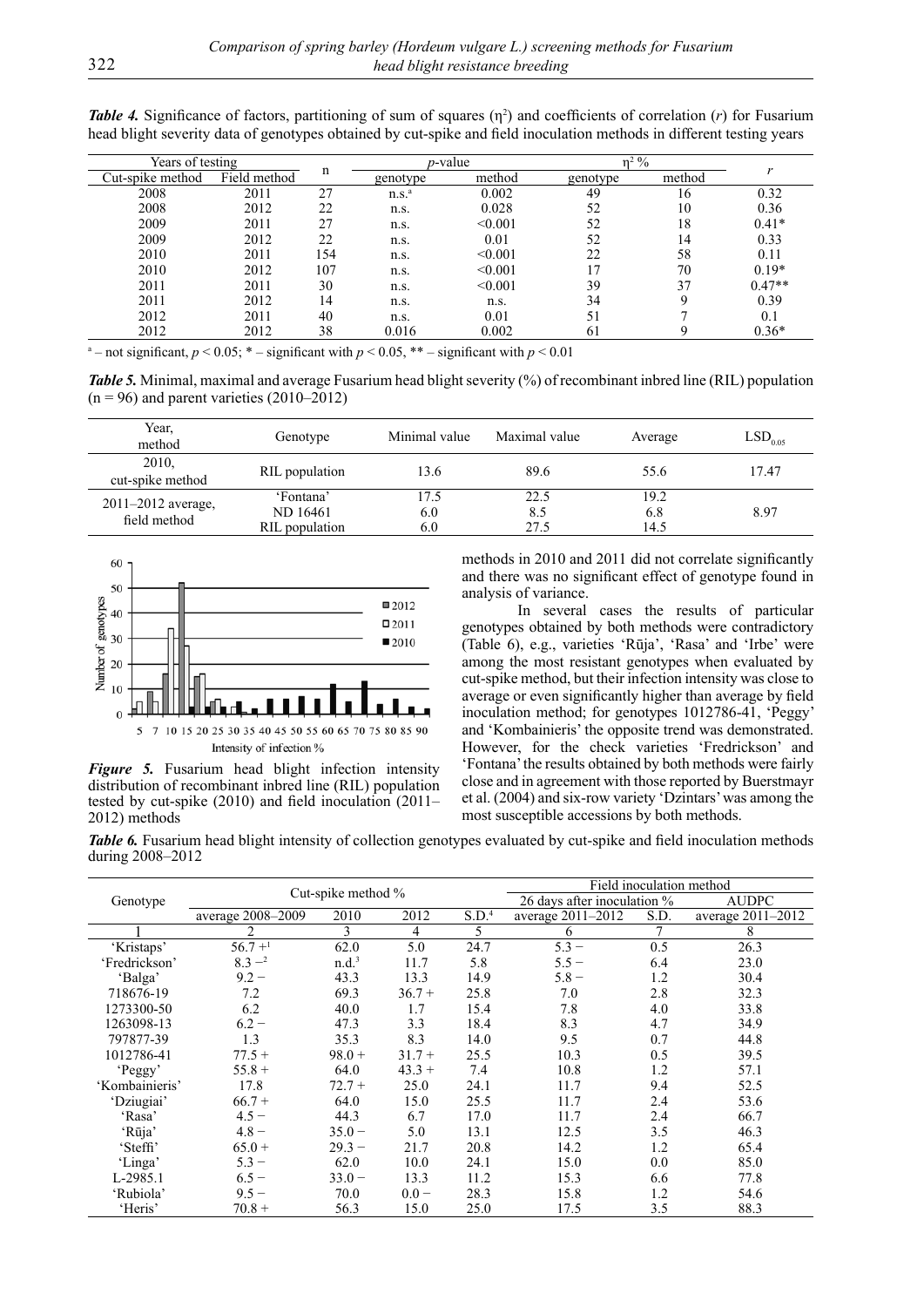***Table 4.*** Significance of factors, partitioning of sum of squares ($\eta^2$) and coefficients of correlation ($r$) for Fusarium head blight severity data of genotypes obtained by cut-spike and field inoculation methods in different testing years

| Years of testing | | n | *p*-value | | $\eta^2$ % | | *r* |
|---|---|---|---|---|---|---|---|
| Cut-spike method | Field method | | genotype | method | genotype | method | |
| 2008 | 2011 | 27 | n.s.[a] | 0.002 | 49 | 16 | 0.32 |
| 2008 | 2012 | 22 | n.s. | 0.028 | 52 | 10 | 0.36 |
| 2009 | 2011 | 27 | n.s. | <0.001 | 52 | 18 | 0.41* |
| 2009 | 2012 | 22 | n.s. | 0.01 | 52 | 14 | 0.33 |
| 2010 | 2011 | 154 | n.s. | <0.001 | 22 | 58 | 0.11 |
| 2010 | 2012 | 107 | n.s. | <0.001 | 17 | 70 | 0.19* |
| 2011 | 2011 | 30 | n.s. | <0.001 | 39 | 37 | 0.47** |
| 2011 | 2012 | 14 | n.s. | n.s. | 34 | 9 | 0.39 |
| 2012 | 2011 | 40 | n.s. | 0.01 | 51 | 7 | 0.1 |
| 2012 | 2012 | 38 | 0.016 | 0.002 | 61 | 9 | 0.36* |

[a] – not significant, $p < 0.05$; * – significant with $p < 0.05$, ** – significant with $p < 0.01$

***Table 5.*** Minimal, maximal and average Fusarium head blight severity (%) of recombinant inbred line (RIL) population (n = 96) and parent varieties (2010–2012)

| Year, method | Genotype | Minimal value | Maximal value | Average | $LSD_{0.05}$ |
|---|---|---|---|---|---|
| 2010, cut-spike method | RIL population | 13.6 | 89.6 | 55.6 | 17.47 |
| 2011–2012 average, field method | 'Fontana' | 17.5 | 22.5 | 19.2 | 8.97 |
| | ND 16461 | 6.0 | 8.5 | 6.8 | |
| | RIL population | 6.0 | 27.5 | 14.5 | |

***Figure 5.*** Fusarium head blight infection intensity distribution of recombinant inbred line (RIL) population tested by cut-spike (2010) and field inoculation (2011–2012) methods

methods in 2010 and 2011 did not correlate significantly and there was no significant effect of genotype found in analysis of variance.

In several cases the results of particular genotypes obtained by both methods were contradictory (Table 6), e.g., varieties 'Rūja', 'Rasa' and 'Irbe' were among the most resistant genotypes when evaluated by cut-spike method, but their infection intensity was close to average or even significantly higher than average by field inoculation method; for genotypes 1012786-41, 'Peggy' and 'Kombainieris' the opposite trend was demonstrated. However, for the check varieties 'Fredrickson' and 'Fontana' the results obtained by both methods were fairly close and in agreement with those reported by Buerstmayr et al. (2004) and six-row variety 'Dzintars' was among the most susceptible accessions by both methods.

***Table 6.*** Fusarium head blight intensity of collection genotypes evaluated by cut-spike and field inoculation methods during 2008–2012

| Genotype | Cut-spike method % | | | | Field inoculation method | | |
|---|---|---|---|---|---|---|---|
| | | | | | 26 days after inoculation % | | AUDPC |
| | average 2008–2009 | 2010 | 2012 | S.D.[4] | average 2011–2012 | S.D. | average 2011–2012 |
| 1 | 2 | 3 | 4 | 5 | 6 | 7 | 8 |
| 'Kristaps' | 56.7 +[1] | 62.0 | 5.0 | 24.7 | 5.3 − | 0.5 | 26.3 |
| 'Fredrickson' | 8.3 −[2] | n.d.[3] | 11.7 | 5.8 | 5.5 − | 6.4 | 23.0 |
| 'Balga' | 9.2 − | 43.3 | 13.3 | 14.9 | 5.8 − | 1.2 | 30.4 |
| 718676-19 | 7.2 | 69.3 | 36.7 + | 25.8 | 7.0 | 2.8 | 32.3 |
| 1273300-50 | 6.2 | 40.0 | 1.7 | 15.4 | 7.8 | 4.0 | 33.8 |
| 1263098-13 | 6.2 − | 47.3 | 3.3 | 18.4 | 8.3 | 4.7 | 34.9 |
| 797877-39 | 1.3 | 35.3 | 8.3 | 14.0 | 9.5 | 0.7 | 44.8 |
| 1012786-41 | 77.5 + | 98.0 + | 31.7 + | 25.5 | 10.3 | 0.5 | 39.5 |
| 'Peggy' | 55.8 + | 64.0 | 43.3 + | 7.4 | 10.8 | 1.2 | 57.1 |
| 'Kombainieris' | 17.8 | 72.7 + | 25.0 | 24.1 | 11.7 | 9.4 | 52.5 |
| 'Dziugiai' | 66.7 + | 64.0 | 15.0 | 25.5 | 11.7 | 2.4 | 53.6 |
| 'Rasa' | 4.5 − | 44.3 | 6.7 | 17.0 | 11.7 | 2.4 | 66.7 |
| 'Rūja' | 4.8 − | 35.0 − | 5.0 | 13.1 | 12.5 | 3.5 | 46.3 |
| 'Steffi' | 65.0 + | 29.3 − | 21.7 | 20.8 | 14.2 | 1.2 | 65.4 |
| 'Linga' | 5.3 − | 62.0 | 10.0 | 24.1 | 15.0 | 0.0 | 85.0 |
| L-2985.1 | 6.5 − | 33.0 − | 13.3 | 11.2 | 15.3 | 6.6 | 77.8 |
| 'Rubiola' | 9.5 − | 70.0 | 0.0 − | 28.3 | 15.8 | 1.2 | 54.6 |
| 'Heris' | 70.8 + | 56.3 | 15.0 | 25.0 | 17.5 | 3.5 | 88.3 |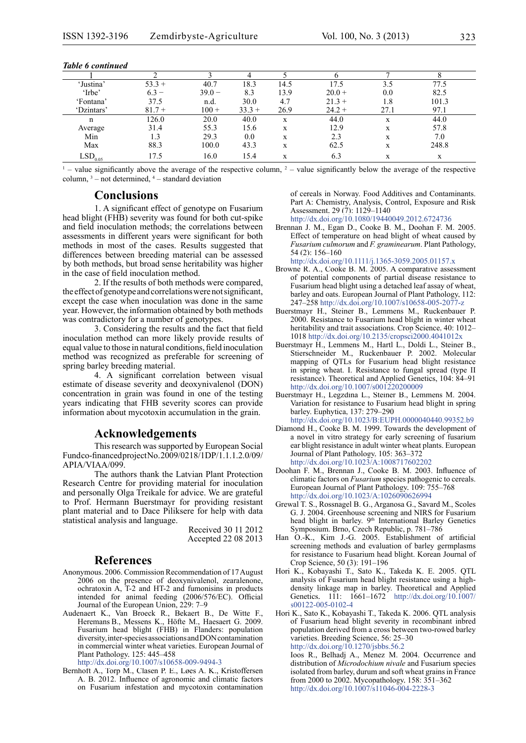*Table 6 continued*

| 1 | 2 | 3 | 4 | 5 | 6 | 7 | 8 |
|---|---|---|---|---|---|---|---|
| 'Justina' | 53.3 + | 40.7 | 18.3 | 14.5 | 17.5 | 3.5 | 77.5 |
| 'Irbe' | 6.3 − | 39.0 − | 8.3 | 13.9 | 20.0 + | 0.0 | 82.5 |
| 'Fontana' | 37.5 | n.d. | 30.0 | 4.7 | 21.3 + | 1.8 | 101.3 |
| 'Dzintars' | 81.7 + | 100 + | 33.3 + | 26.9 | 24.2 + | 27.1 | 97.1 |
| n | 126.0 | 20.0 | 40.0 | x | 44.0 | x | 44.0 |
| Average | 31.4 | 55.3 | 15.6 | x | 12.9 | x | 57.8 |
| Min | 1.3 | 29.3 | 0.0 | x | 2.3 | x | 7.0 |
| Max | 88.3 | 100.0 | 43.3 | x | 62.5 | x | 248.8 |
| $LSD_{0.05}$ | 17.5 | 16.0 | 15.4 | x | 6.3 | x | x |

[1] – value significantly above the average of the respective column, [2] – value significantly below the average of the respective column, [3] – not determined, [4] – standard deviation

## Conclusions

1. A significant effect of genotype on Fusarium head blight (FHB) severity was found for both cut-spike and field inoculation methods; the correlations between assessments in different years were significant for both methods in most of the cases. Results suggested that differences between breeding material can be assessed by both methods, but broad sense heritability was higher in the case of field inoculation method.

2. If the results of both methods were compared, the effect of genotype and correlations were not significant, except the case when inoculation was done in the same year. However, the information obtained by both methods was contradictory for a number of genotypes.

3. Considering the results and the fact that field inoculation method can more likely provide results of equal value to those in natural conditions, field inoculation method was recognized as preferable for screening of spring barley breeding material.

4. A significant correlation between visual estimate of disease severity and deoxynivalenol (DON) concentration in grain was found in one of the testing years indicating that FHB severity scores can provide information about mycotoxin accumulation in the grain.

## Acknowledgements

This research was supported by European Social Fund co-financed project No. 2009/0218/1DP/1.1.1.2.0/09/APIA/VIAA/099.

The authors thank the Latvian Plant Protection Research Centre for providing material for inoculation and personally Olga Treikale for advice. We are grateful to Prof. Hermann Buerstmayr for providing resistant plant material and to Dace Piliksere for help with data statistical analysis and language.

Received 30 11 2012
Accepted 22 08 2013

## References

Anonymous. 2006. Commission Recommendation of 17 August 2006 on the presence of deoxynivalenol, zearalenone, ochratoxin A, T-2 and HT-2 and fumonisins in products intended for animal feeding (2006/576/EC). Official Journal of the European Union, 229: 7–9

Audenaert K., Van Broeck R., Bekaert B., De Witte F., Heremans B., Messens K., Höfte M., Haesaert G. 2009. Fusarium head blight (FHB) in Flanders: population diversity, inter-species associations and DON contamination in commercial winter wheat varieties. European Journal of Plant Pathology, 125: 445–458 http://dx.doi.org/10.1007/s10658-009-9494-3

Bernhoft A., Torp M., Clasen P. E., Løes A. K., Kristoffersen A. B. 2012. Influence of agronomic and climatic factors on Fusarium infestation and mycotoxin contamination of cereals in Norway. Food Additives and Contaminants. Part A: Chemistry, Analysis, Control, Exposure and Risk Assessment, 29 (7): 1129–1140 http://dx.doi.org/10.1080/19440049.2012.6724736

Brennan J. M., Egan D., Cooke B. M., Doohan F. M. 2005. Effect of temperature on head blight of wheat caused by *Fusarium culmorum* and *F. graminearum*. Plant Pathology, 54 (2): 156–160 http://dx.doi.org/10.1111/j.1365-3059.2005.01157.x

Browne R. A., Cooke B. M. 2005. A comparative assessment of potential components of partial disease resistance to Fusarium head blight using a detached leaf assay of wheat, barley and oats. European Journal of Plant Pathology, 112: 247–258 http://dx.doi.org/10.1007/s10658-005-2077-z

Buerstmayr H., Steiner B., Lemmens M., Ruckenbauer P. 2000. Resistance to Fusarium head blight in winter wheat heritability and trait associations. Crop Science, 40: 1012–1018 http://dx.doi.org/10.2135/cropsci2000.4041012x

Buerstmayr H., Lemmens M., Hartl L., Doldi L., Steiner B., Stierschneider M., Ruckenbauer P. 2002. Molecular mapping of QTLs for Fusarium head blight resistance in spring wheat. I. Resistance to fungal spread (type II resistance). Theoretical and Applied Genetics, 104: 84–91 http://dx.doi.org/10.1007/s001220200009

Buerstmayr H., Legzdina L., Steiner B., Lemmens M. 2004. Variation for resistance to Fusarium head blight in spring barley. Euphytica, 137: 279–290 http://dx.doi.org/10.1023/B:EUPH.0000040440.99352.b9

Diamond H., Cooke B. M. 1999. Towards the development of a novel in vitro strategy for early screening of fusarium ear blight resistance in adult winter wheat plants. European Journal of Plant Pathology, 105: 363–372 http://dx.doi.org/10.1023/A:1008717602202

Doohan F. M., Brennan J., Cooke B. M. 2003. Influence of climatic factors on *Fusarium* species pathogenic to cereals. European Journal of Plant Pathology, 109: 755–768 http://dx.doi.org/10.1023/A:1026090626994

Grewal T. S., Rossnagel B. G., Arganosa G., Savard M., Scoles G. J. 2004. Greenhouse screening and NIRS for Fusarium head blight in barley. 9th International Barley Genetics Symposium. Brno, Czech Republic, p. 781–786

Han O.-K., Kim J.-G. 2005. Establishment of artificial screening methods and evaluation of barley germplasms for resistance to Fusarium head blight. Korean Journal of Crop Science, 50 (3): 191–196

Hori K., Kobayashi T., Sato K., Takeda K. E. 2005. QTL analysis of Fusarium head blight resistance using a high-density linkage map in barley. Theoretical and Applied Genetics. 111: 1661–1672 http://dx.doi.org/10.1007/s00122-005-0102-4

Hori K., Sato K., Kobayashi T., Takeda K. 2006. QTL analysis of Fusarium head blight severity in recombinant inbred population derived from a cross between two-rowed barley varieties. Breeding Science, 56: 25–30 http://dx.doi.org/10.1270/jsbbs.56.2

Ioos R., Belhadj A., Menez M. 2004. Occurrence and distribution of *Microdochium nivale* and Fusarium species isolated from barley, durum and soft wheat grains in France from 2000 to 2002. Mycopathology, 158: 351–362 http://dx.doi.org/10.1007/s11046-004-2228-3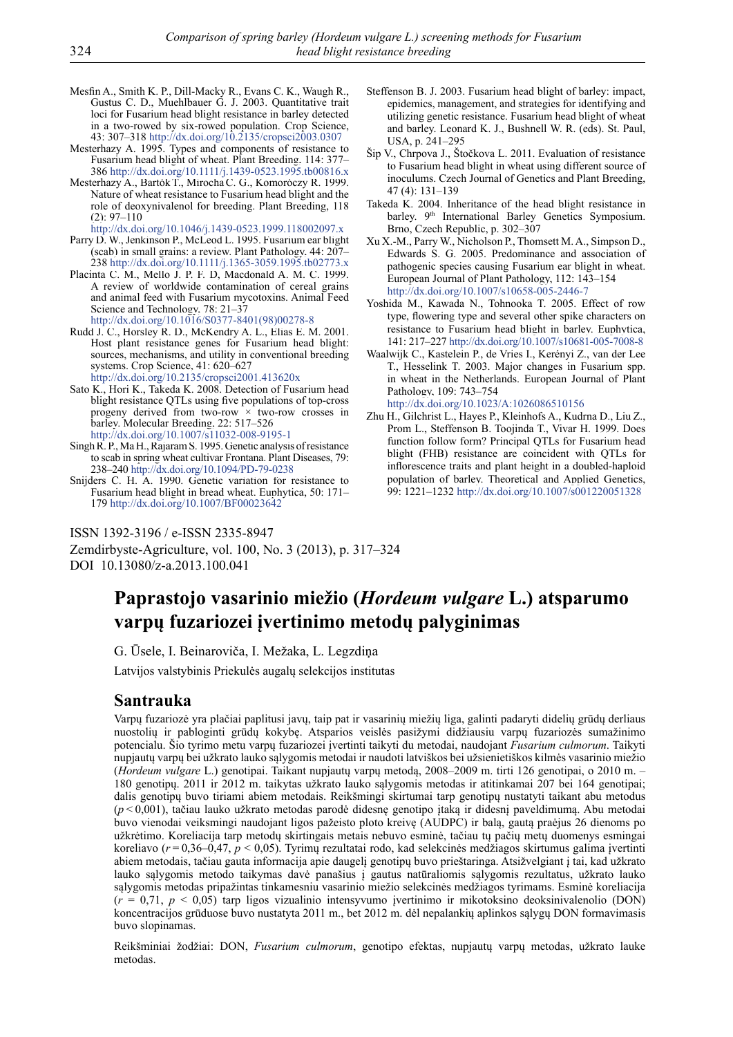Mesfin A., Smith K. P., Dill-Macky R., Evans C. K., Waugh R., Gustus C. D., Muehlbauer G. J. 2003. Quantitative trait loci for Fusarium head blight resistance in barley detected in a two-rowed by six-rowed population. Crop Science, 43: 307–318 http://dx.doi.org/10.2135/cropsci2003.0307

Mesterhazy A. 1995. Types and components of resistance to Fusarium head blight of wheat. Plant Breeding, 114: 377–386 http://dx.doi.org/10.1111/j.1439-0523.1995.tb00816.x

Mesterhazy A., Bartók T., Mirocha C. G., Komoróczy R. 1999. Nature of wheat resistance to Fusarium head blight and the role of deoxynivalenol for breeding. Plant Breeding, 118 (2): 97–110 http://dx.doi.org/10.1046/j.1439-0523.1999.118002097.x

Parry D. W., Jenkinson P., McLeod L. 1995. Fusarium ear blight (scab) in small grains: a review. Plant Pathology, 44: 207–238 http://dx.doi.org/10.1111/j.1365-3059.1995.tb02773.x

Placinta C. M., Mello J. P. F. D, Macdonald A. M. C. 1999. A review of worldwide contamination of cereal grains and animal feed with Fusarium mycotoxins. Animal Feed Science and Technology, 78: 21–37 http://dx.doi.org/10.1016/S0377-8401(98)00278-8

Rudd J. C., Horsley R. D., McKendry A. L., Elias E. M. 2001. Host plant resistance genes for Fusarium head blight: sources, mechanisms, and utility in conventional breeding systems. Crop Science, 41: 620–627 http://dx.doi.org/10.2135/cropsci2001.413620x

Sato K., Hori K., Takeda K. 2008. Detection of Fusarium head blight resistance QTLs using five populations of top-cross progeny derived from two-row × two-row crosses in barley. Molecular Breeding, 22: 517–526 http://dx.doi.org/10.1007/s11032-008-9195-1

Singh R. P., Ma H., Rajaram S. 1995. Genetic analysis of resistance to scab in spring wheat cultivar Frontana. Plant Diseases, 79: 238–240 http://dx.doi.org/10.1094/PD-79-0238

Snijders C. H. A. 1990. Genetic variation for resistance to Fusarium head blight in bread wheat. Euphytica, 50: 171–179 http://dx.doi.org/10.1007/BF00023642

Steffenson B. J. 2003. Fusarium head blight of barley: impact, epidemics, management, and strategies for identifying and utilizing genetic resistance. Fusarium head blight of wheat and barley. Leonard K. J., Bushnell W. R. (eds). St. Paul, USA, p. 241–295

Šip V., Chrpova J., Štočkova L. 2011. Evaluation of resistance to Fusarium head blight in wheat using different source of inoculums. Czech Journal of Genetics and Plant Breeding, 47 (4): 131–139

Takeda K. 2004. Inheritance of the head blight resistance in barley. 9th International Barley Genetics Symposium. Brno, Czech Republic, p. 302–307

Xu X.-M., Parry W., Nicholson P., Thomsett M. A., Simpson D., Edwards S. G. 2005. Predominance and association of pathogenic species causing Fusarium ear blight in wheat. European Journal of Plant Pathology, 112: 143–154 http://dx.doi.org/10.1007/s10658-005-2446-7

Yoshida M., Kawada N., Tohnooka T. 2005. Effect of row type, flowering type and several other spike characters on resistance to Fusarium head blight in barley. Euphytica, 141: 217–227 http://dx.doi.org/10.1007/s10681-005-7008-8

Waalwijk C., Kastelein P., de Vries I., Kerényi Z., van der Lee T., Hesselink T. 2003. Major changes in Fusarium spp. in wheat in the Netherlands. European Journal of Plant Pathology, 109: 743–754 http://dx.doi.org/10.1023/A:1026086510156

Zhu H., Gilchrist L., Hayes P., Kleinhofs A., Kudrna D., Liu Z., Prom L., Steffenson B. Toojinda T., Vivar H. 1999. Does function follow form? Principal QTLs for Fusarium head blight (FHB) resistance are coincident with QTLs for inflorescence traits and plant height in a doubled-haploid population of barley. Theoretical and Applied Genetics, 99: 1221–1232 http://dx.doi.org/10.1007/s001220051328

ISSN 1392-3196 / e-ISSN 2335-8947
Zemdirbyste-Agriculture, vol. 100, No. 3 (2013), p. 317–324
DOI 10.13080/z-a.2013.100.041

# Paprastojo vasarinio miežio (*Hordeum vulgare* L.) atsparumo varpų fuzariozei įvertinimo metodų palyginimas

G. Ūsele, I. Beinaroviča, I. Mežaka, L. Legzdiņa

Latvijos valstybinis Priekulės augalų selekcijos institutas

## Santrauka

Varpų fuzariozė yra plačiai paplitusi javų, taip pat ir vasarinių miežių liga, galinti padaryti didelių grūdų derliaus nuostolių ir pabloginti grūdų kokybę. Atsparios veislės pasižymi didžiausiu varpų fuzariozės sumažinimo potencialu. Šio tyrimo metu varpų fuzariozei įvertinti taikyti du metodai, naudojant *Fusarium culmorum*. Taikyti nupjautų varpų bei užkrato lauko sąlygomis metodai ir naudoti latviškos bei užsienietiškos kilmės vasarinio miežio (*Hordeum vulgare* L.) genotipai. Taikant nupjautų varpų metodą, 2008–2009 m. tirti 126 genotipai, o 2010 m. – 180 genotipų. 2011 ir 2012 m. taikytas užkrato lauko sąlygomis metodas ir atitinkamai 207 bei 164 genotipai; dalis genotipų buvo tiriami abiem metodais. Reikšmingi skirtumai tarp genotipų nustatyti taikant abu metodus ($p < 0{,}001$), tačiau lauko užkrato metodas parodė didesnę genotipo įtaką ir didesnį paveldimumą. Abu metodai buvo vienodai veiksmingi naudojant ligos pažeisto ploto kreivę (AUDPC) ir balą, gautą praėjus 26 dienoms po užkrėtimo. Koreliacija tarp metodų skirtingais metais nebuvo esminė, tačiau tų pačių metų duomenys esmingai koreliavo ($r = 0{,}36$–$0{,}47$, $p < 0{,}05$). Tyrimų rezultatai rodo, kad selekcinės medžiagos skirtumus galima įvertinti abiem metodais, tačiau gauta informacija apie daugelį genotipų buvo prieštaringa. Atsižvelgiant į tai, kad užkrato lauko sąlygomis metodo taikymas davė panašius į gautus natūraliomis sąlygomis rezultatus, užkrato lauko sąlygomis metodas pripažintas tinkamesniu vasarinio miežio selekcinės medžiagos tyrimams. Esminė koreliacija ($r = 0{,}71$, $p < 0{,}05$) tarp ligos vizualinio intensyvumo įvertinimo ir mikotoksino deoksinivalenolio (DON) koncentracijos grūduose buvo nustatyta 2011 m., bet 2012 m. dėl nepalankių aplinkos sąlygų DON formavimasis buvo slopinamas.

Reikšminiai žodžiai: DON, *Fusarium culmorum*, genotipo efektas, nupjautų varpų metodas, užkrato lauke metodas.